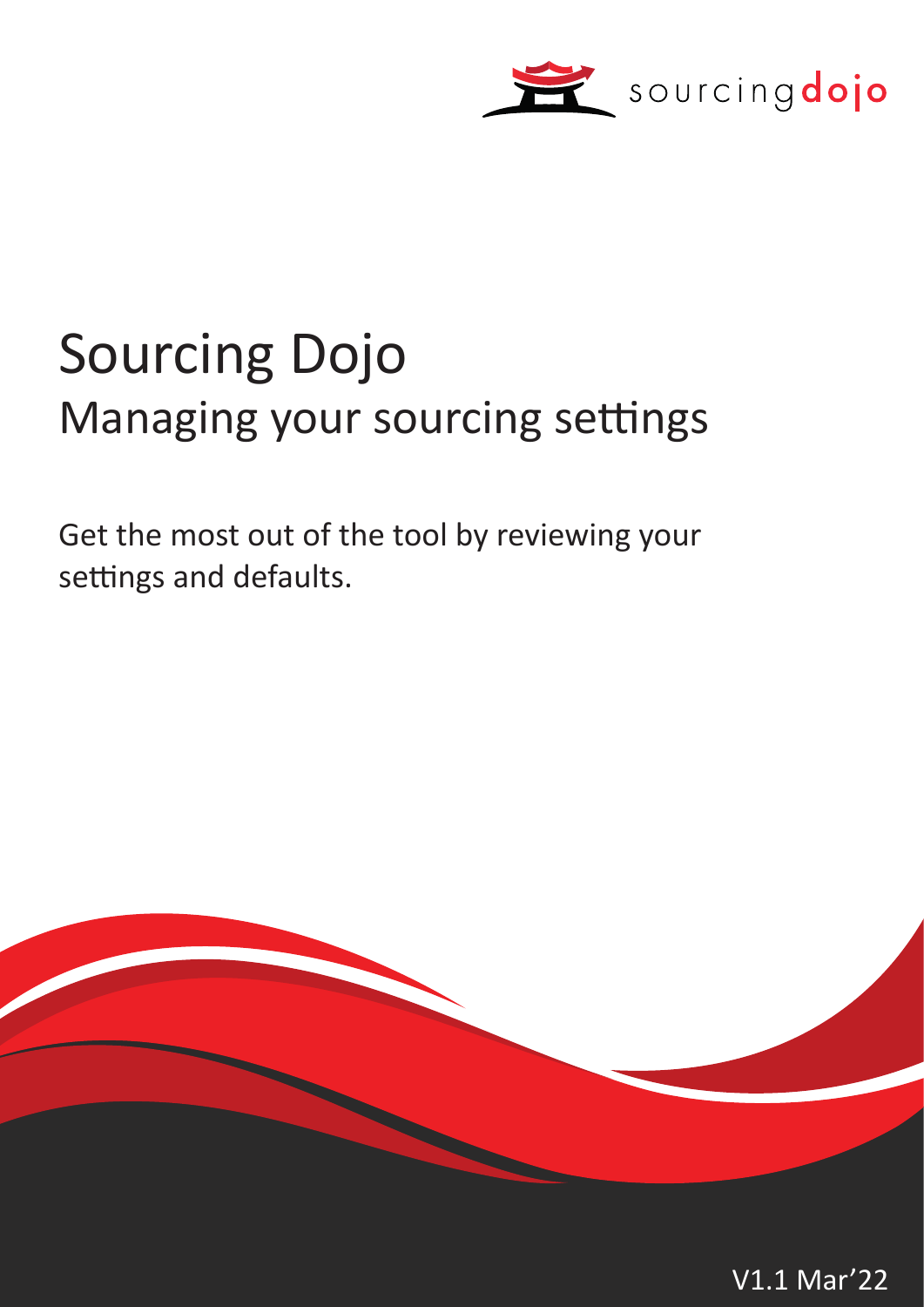# Sourcing Dojo

## Managing your sourcing settings

Get the most out of the tool by reviewing your settings and defaults.

V1.1 Mar'22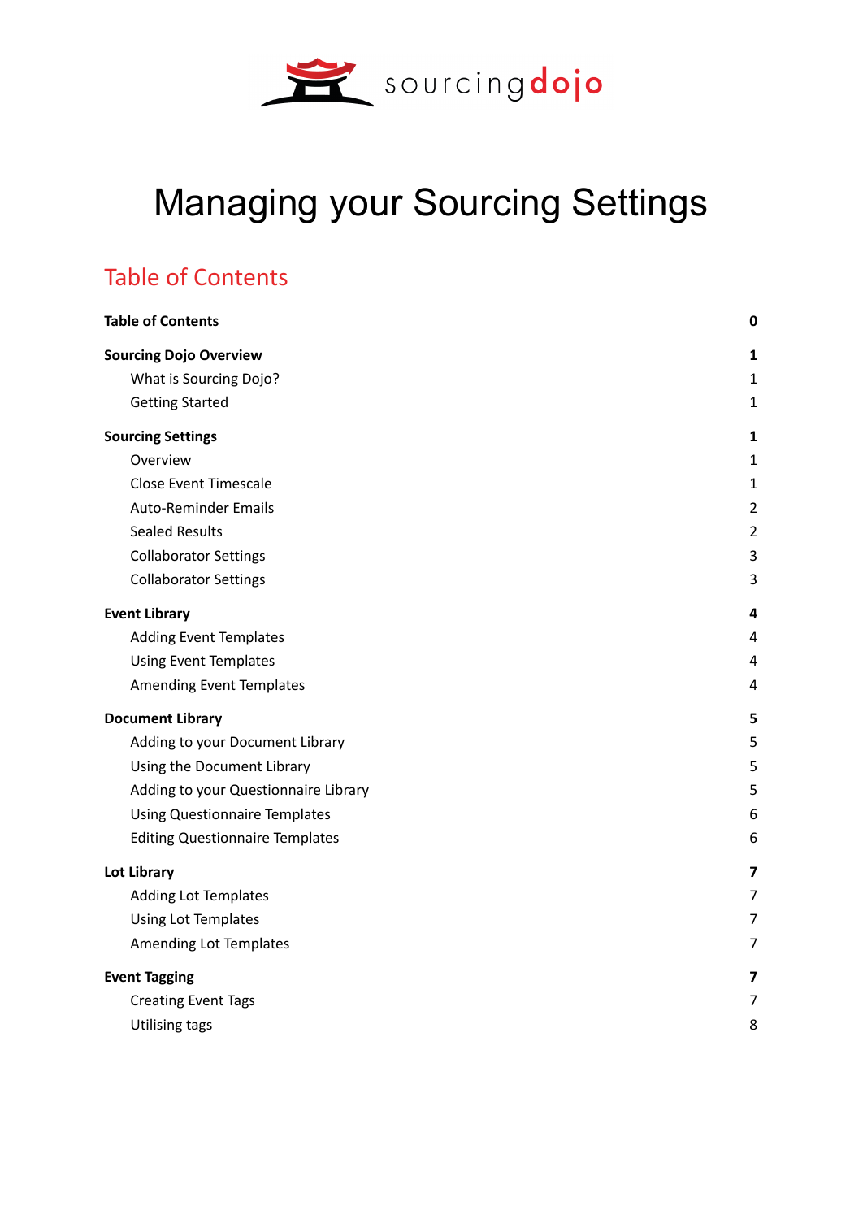# Managing your Sourcing Settings

## Table of Contents

| | |
|---|---|
| **Table of Contents** | **0** |
| **Sourcing Dojo Overview** | **1** |
| What is Sourcing Dojo? | 1 |
| Getting Started | 1 |
| **Sourcing Settings** | **1** |
| Overview | 1 |
| Close Event Timescale | 1 |
| Auto-Reminder Emails | 2 |
| Sealed Results | 2 |
| Collaborator Settings | 3 |
| Collaborator Settings | 3 |
| **Event Library** | **4** |
| Adding Event Templates | 4 |
| Using Event Templates | 4 |
| Amending Event Templates | 4 |
| **Document Library** | **5** |
| Adding to your Document Library | 5 |
| Using the Document Library | 5 |
| Adding to your Questionnaire Library | 5 |
| Using Questionnaire Templates | 6 |
| Editing Questionnaire Templates | 6 |
| **Lot Library** | **7** |
| Adding Lot Templates | 7 |
| Using Lot Templates | 7 |
| Amending Lot Templates | 7 |
| **Event Tagging** | **7** |
| Creating Event Tags | 7 |
| Utilising tags | 8 |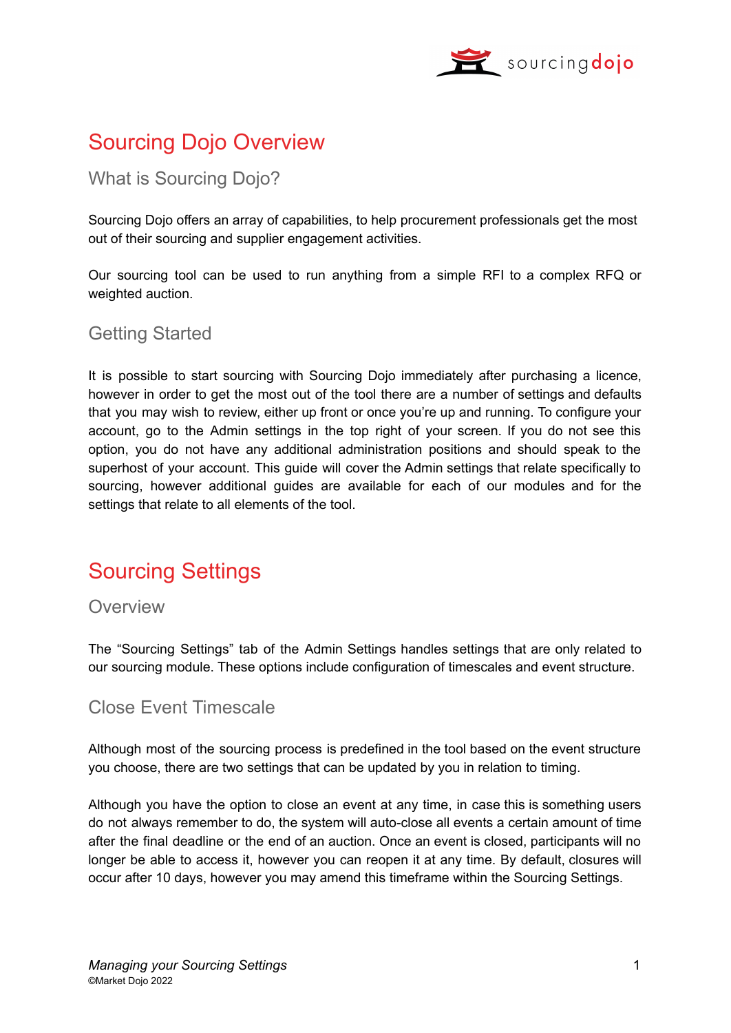# Sourcing Dojo Overview

## What is Sourcing Dojo?

Sourcing Dojo offers an array of capabilities, to help procurement professionals get the most out of their sourcing and supplier engagement activities.

Our sourcing tool can be used to run anything from a simple RFI to a complex RFQ or weighted auction.

## Getting Started

It is possible to start sourcing with Sourcing Dojo immediately after purchasing a licence, however in order to get the most out of the tool there are a number of settings and defaults that you may wish to review, either up front or once you're up and running. To configure your account, go to the Admin settings in the top right of your screen. If you do not see this option, you do not have any additional administration positions and should speak to the superhost of your account. This guide will cover the Admin settings that relate specifically to sourcing, however additional guides are available for each of our modules and for the settings that relate to all elements of the tool.

# Sourcing Settings

## Overview

The "Sourcing Settings" tab of the Admin Settings handles settings that are only related to our sourcing module. These options include configuration of timescales and event structure.

## Close Event Timescale

Although most of the sourcing process is predefined in the tool based on the event structure you choose, there are two settings that can be updated by you in relation to timing.

Although you have the option to close an event at any time, in case this is something users do not always remember to do, the system will auto-close all events a certain amount of time after the final deadline or the end of an auction. Once an event is closed, participants will no longer be able to access it, however you can reopen it at any time. By default, closures will occur after 10 days, however you may amend this timeframe within the Sourcing Settings.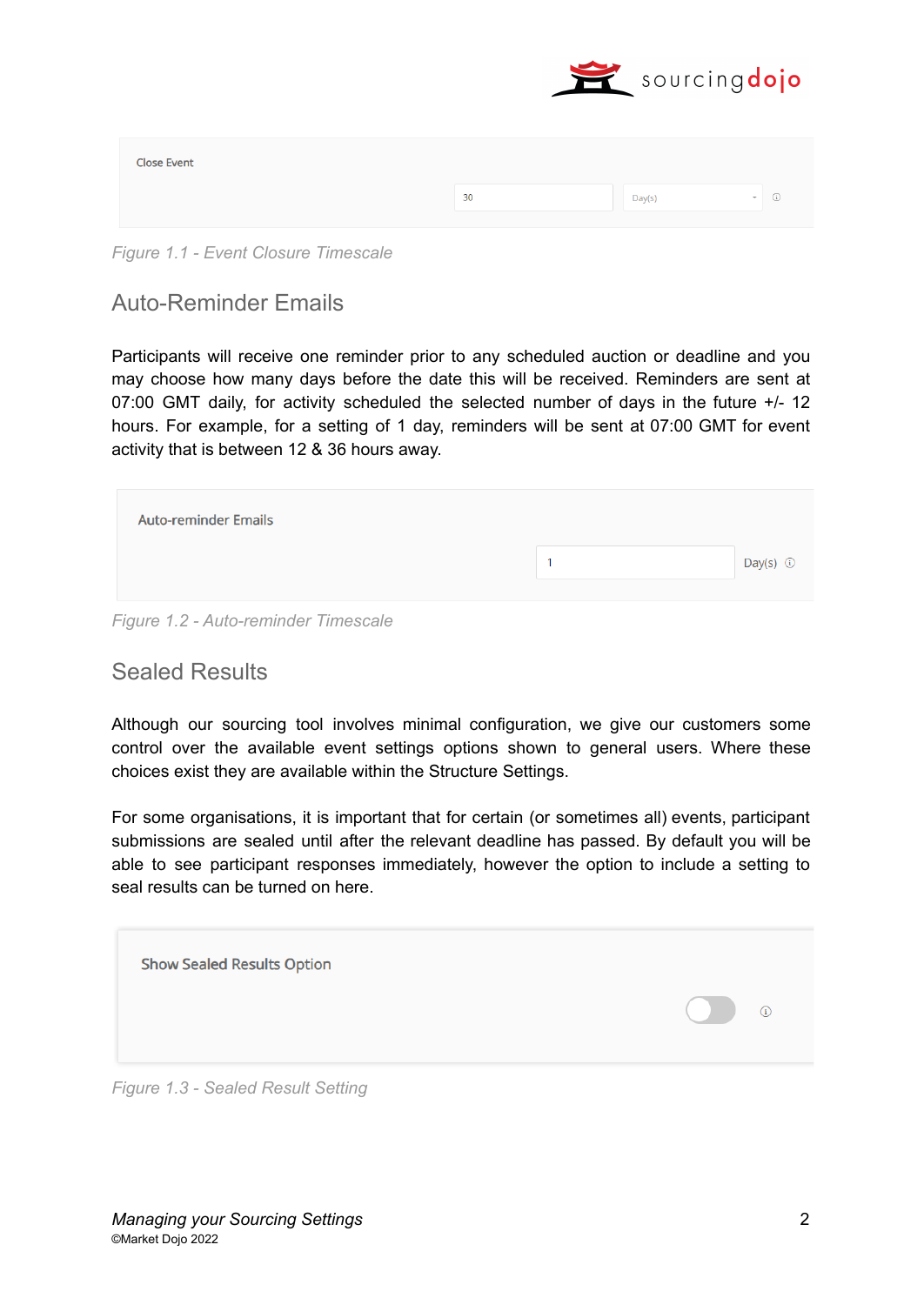Close Event

30 Day(s)

*Figure 1.1 - Event Closure Timescale*

## Auto-Reminder Emails

Participants will receive one reminder prior to any scheduled auction or deadline and you may choose how many days before the date this will be received. Reminders are sent at 07:00 GMT daily, for activity scheduled the selected number of days in the future +/- 12 hours. For example, for a setting of 1 day, reminders will be sent at 07:00 GMT for event activity that is between 12 & 36 hours away.

Auto-reminder Emails

1 Day(s)

*Figure 1.2 - Auto-reminder Timescale*

## Sealed Results

Although our sourcing tool involves minimal configuration, we give our customers some control over the available event settings options shown to general users. Where these choices exist they are available within the Structure Settings.

For some organisations, it is important that for certain (or sometimes all) events, participant submissions are sealed until after the relevant deadline has passed. By default you will be able to see participant responses immediately, however the option to include a setting to seal results can be turned on here.

Show Sealed Results Option

*Figure 1.3 - Sealed Result Setting*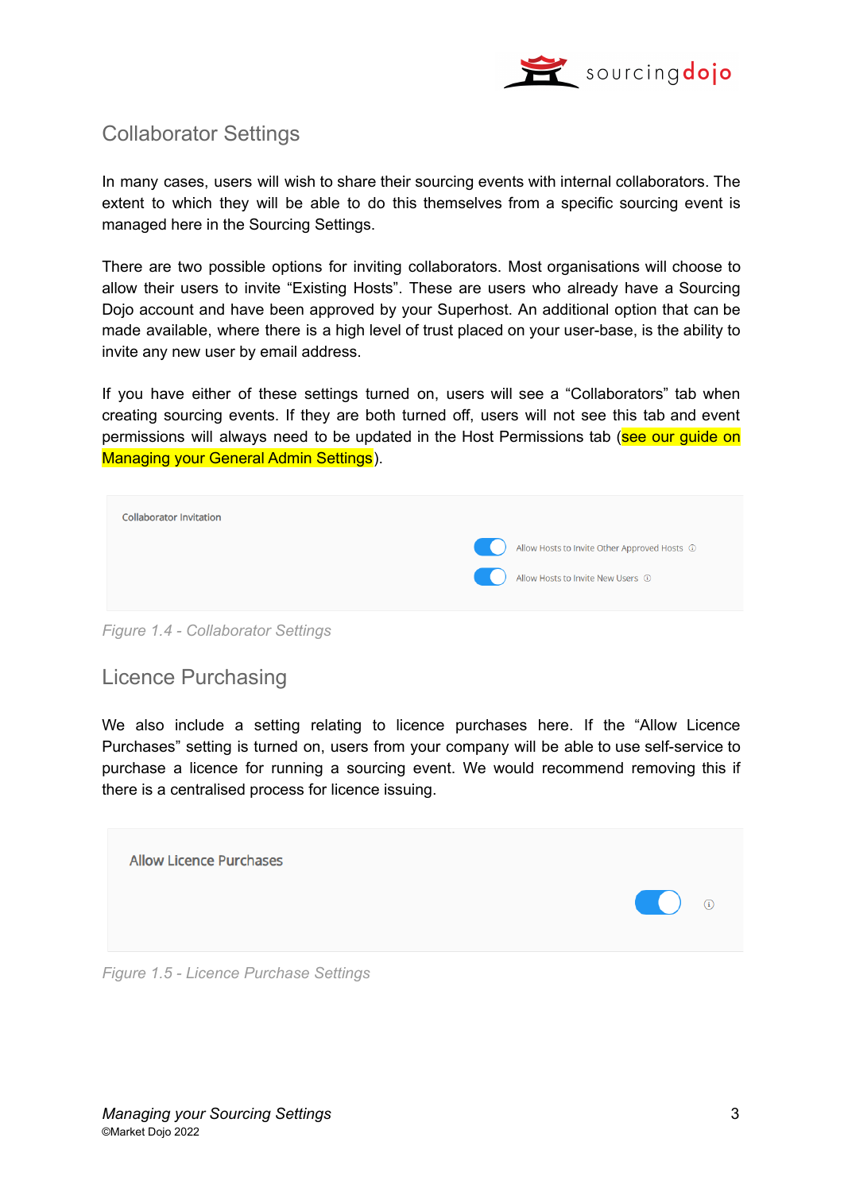## Collaborator Settings

In many cases, users will wish to share their sourcing events with internal collaborators. The extent to which they will be able to do this themselves from a specific sourcing event is managed here in the Sourcing Settings.

There are two possible options for inviting collaborators. Most organisations will choose to allow their users to invite “Existing Hosts”. These are users who already have a Sourcing Dojo account and have been approved by your Superhost. An additional option that can be made available, where there is a high level of trust placed on your user-base, is the ability to invite any new user by email address.

If you have either of these settings turned on, users will see a “Collaborators” tab when creating sourcing events. If they are both turned off, users will not see this tab and event permissions will always need to be updated in the Host Permissions tab (see our guide on Managing your General Admin Settings).

Collaborator Invitation

Allow Hosts to Invite Other Approved Hosts

Allow Hosts to Invite New Users

*Figure 1.4 - Collaborator Settings*

## Licence Purchasing

We also include a setting relating to licence purchases here. If the “Allow Licence Purchases” setting is turned on, users from your company will be able to use self-service to purchase a licence for running a sourcing event. We would recommend removing this if there is a centralised process for licence issuing.

Allow Licence Purchases

*Figure 1.5 - Licence Purchase Settings*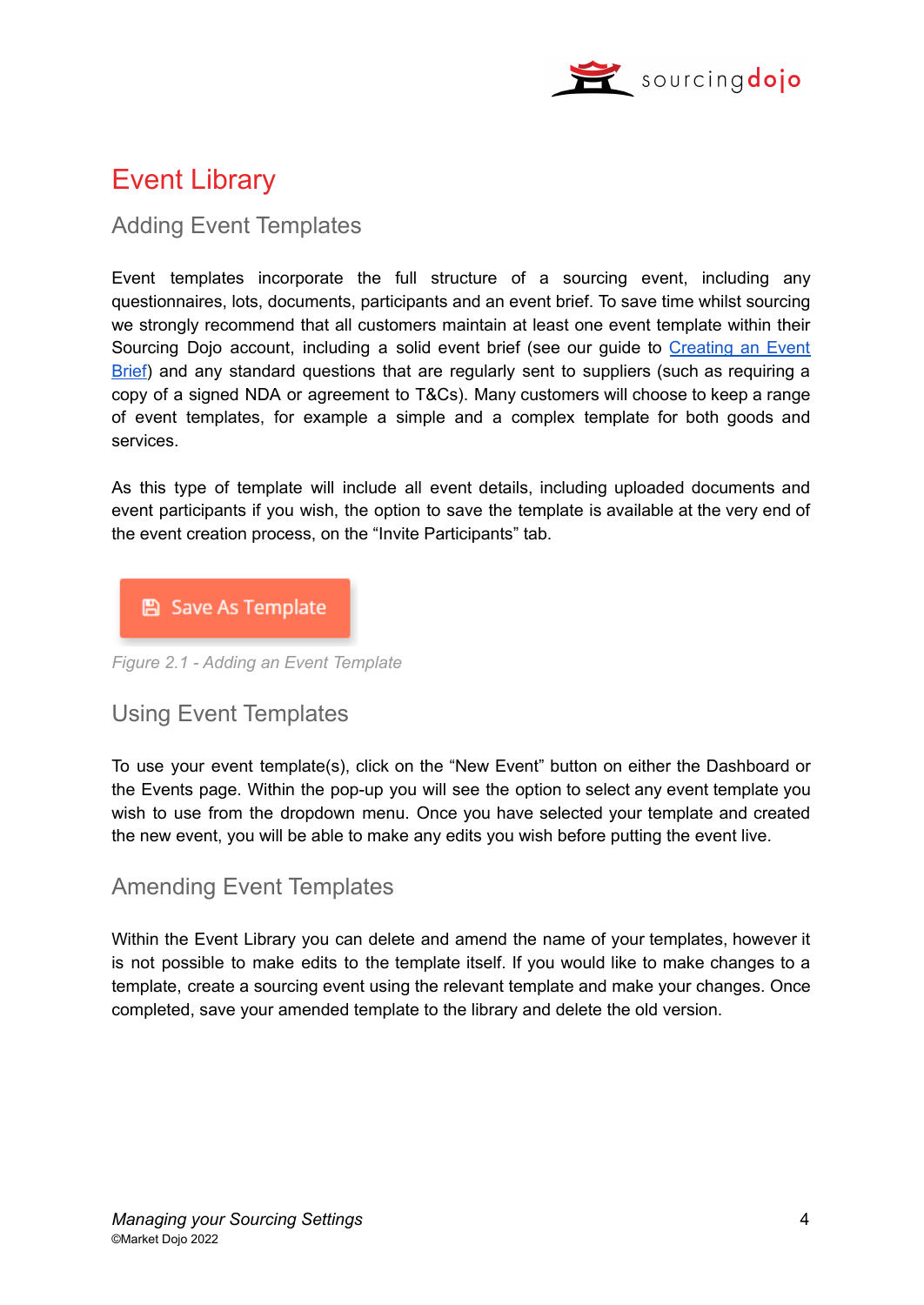# Event Library

## Adding Event Templates

Event templates incorporate the full structure of a sourcing event, including any questionnaires, lots, documents, participants and an event brief. To save time whilst sourcing we strongly recommend that all customers maintain at least one event template within their Sourcing Dojo account, including a solid event brief (see our guide to [Creating an Event Brief]) and any standard questions that are regularly sent to suppliers (such as requiring a copy of a signed NDA or agreement to T&Cs). Many customers will choose to keep a range of event templates, for example a simple and a complex template for both goods and services.

As this type of template will include all event details, including uploaded documents and event participants if you wish, the option to save the template is available at the very end of the event creation process, on the "Invite Participants" tab.

Save As Template

*Figure 2.1 - Adding an Event Template*

## Using Event Templates

To use your event template(s), click on the "New Event" button on either the Dashboard or the Events page. Within the pop-up you will see the option to select any event template you wish to use from the dropdown menu. Once you have selected your template and created the new event, you will be able to make any edits you wish before putting the event live.

## Amending Event Templates

Within the Event Library you can delete and amend the name of your templates, however it is not possible to make edits to the template itself. If you would like to make changes to a template, create a sourcing event using the relevant template and make your changes. Once completed, save your amended template to the library and delete the old version.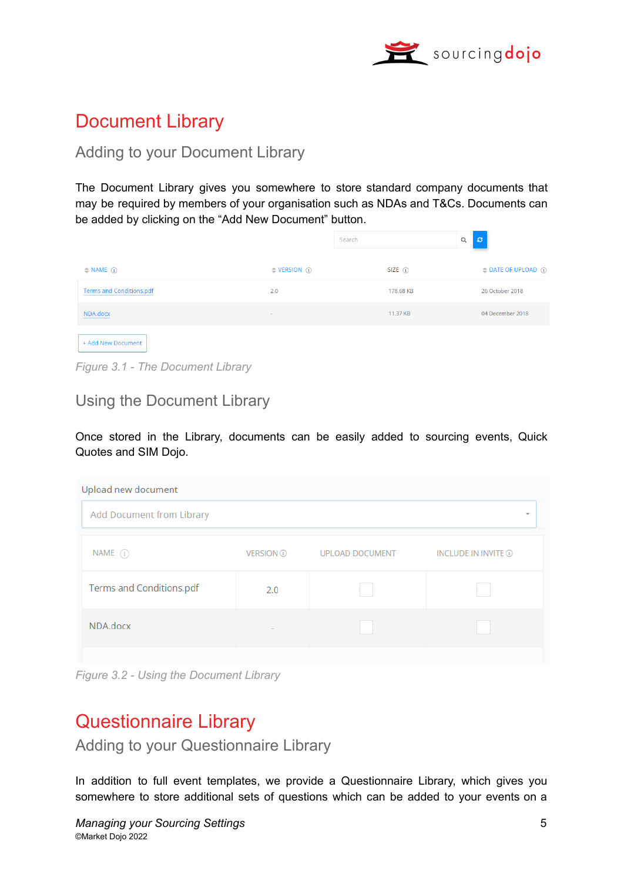# Document Library

## Adding to your Document Library

The Document Library gives you somewhere to store standard company documents that may be required by members of your organisation such as NDAs and T&Cs. Documents can be added by clicking on the "Add New Document" button.

| NAME | VERSION | SIZE | DATE OF UPLOAD |
|---|---|---|---|
| Terms and Conditions.pdf | 2.0 | 178.68 KB | 26 October 2018 |
| NDA.docx | - | 11.37 KB | 04 December 2018 |

+ Add New Document

*Figure 3.1 - The Document Library*

## Using the Document Library

Once stored in the Library, documents can be easily added to sourcing events, Quick Quotes and SIM Dojo.

Upload new document

Add Document from Library

| NAME | VERSION | UPLOAD DOCUMENT | INCLUDE IN INVITE |
|---|---|---|---|
| Terms and Conditions.pdf | 2.0 | | |
| NDA.docx | - | | |

*Figure 3.2 - Using the Document Library*

# Questionnaire Library

## Adding to your Questionnaire Library

In addition to full event templates, we provide a Questionnaire Library, which gives you somewhere to store additional sets of questions which can be added to your events on a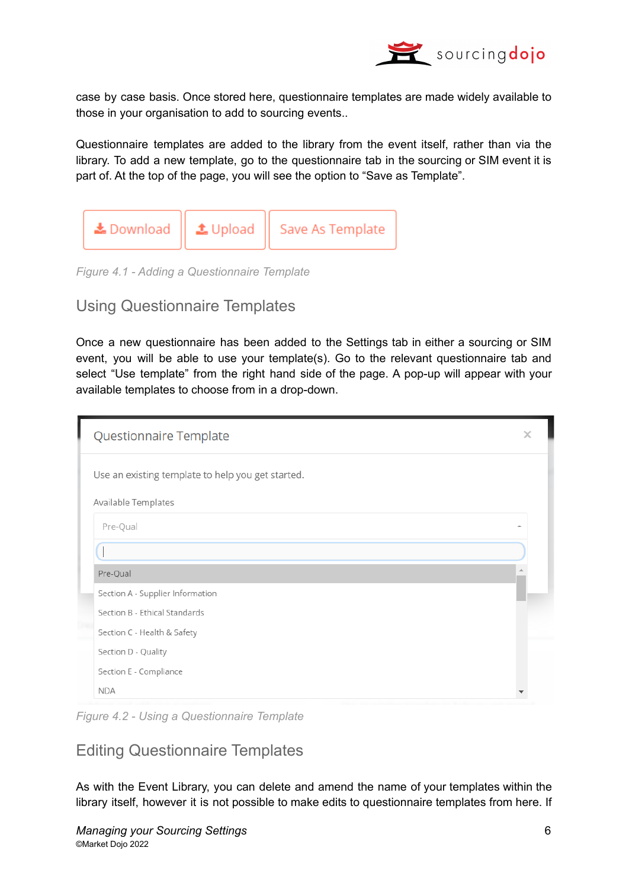case by case basis. Once stored here, questionnaire templates are made widely available to those in your organisation to add to sourcing events..

Questionnaire templates are added to the library from the event itself, rather than via the library. To add a new template, go to the questionnaire tab in the sourcing or SIM event it is part of. At the top of the page, you will see the option to “Save as Template”.

*Figure 4.1 - Adding a Questionnaire Template*

## Using Questionnaire Templates

Once a new questionnaire has been added to the Settings tab in either a sourcing or SIM event, you will be able to use your template(s). Go to the relevant questionnaire tab and select “Use template” from the right hand side of the page. A pop-up will appear with your available templates to choose from in a drop-down.

*Figure 4.2 - Using a Questionnaire Template*

## Editing Questionnaire Templates

As with the Event Library, you can delete and amend the name of your templates within the library itself, however it is not possible to make edits to questionnaire templates from here. If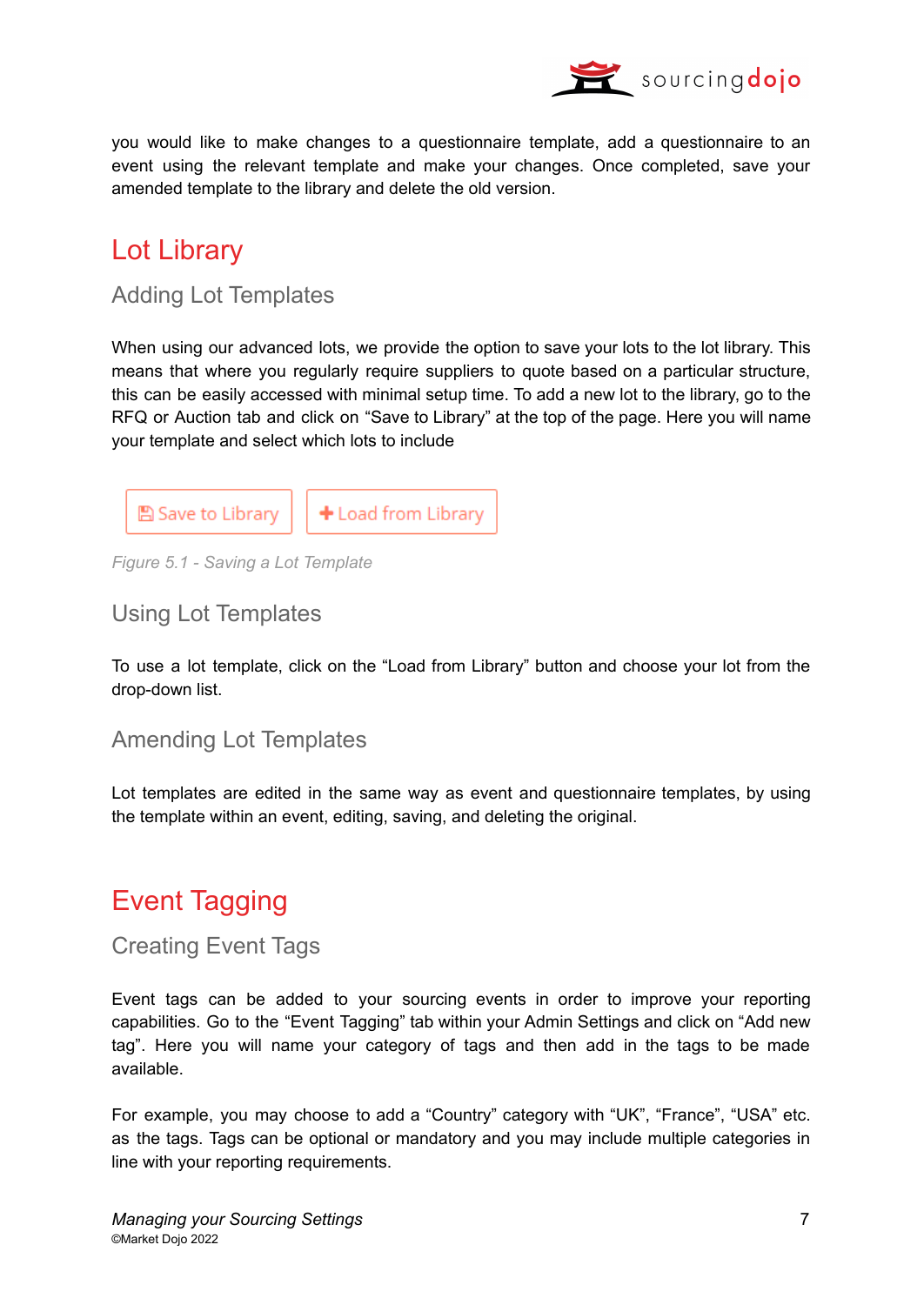you would like to make changes to a questionnaire template, add a questionnaire to an event using the relevant template and make your changes. Once completed, save your amended template to the library and delete the old version.

# Lot Library

## Adding Lot Templates

When using our advanced lots, we provide the option to save your lots to the lot library. This means that where you regularly require suppliers to quote based on a particular structure, this can be easily accessed with minimal setup time. To add a new lot to the library, go to the RFQ or Auction tab and click on "Save to Library" at the top of the page. Here you will name your template and select which lots to include

Save to Library | + Load from Library

*Figure 5.1 - Saving a Lot Template*

## Using Lot Templates

To use a lot template, click on the "Load from Library" button and choose your lot from the drop-down list.

## Amending Lot Templates

Lot templates are edited in the same way as event and questionnaire templates, by using the template within an event, editing, saving, and deleting the original.

# Event Tagging

## Creating Event Tags

Event tags can be added to your sourcing events in order to improve your reporting capabilities. Go to the "Event Tagging" tab within your Admin Settings and click on "Add new tag". Here you will name your category of tags and then add in the tags to be made available.

For example, you may choose to add a "Country" category with "UK", "France", "USA" etc. as the tags. Tags can be optional or mandatory and you may include multiple categories in line with your reporting requirements.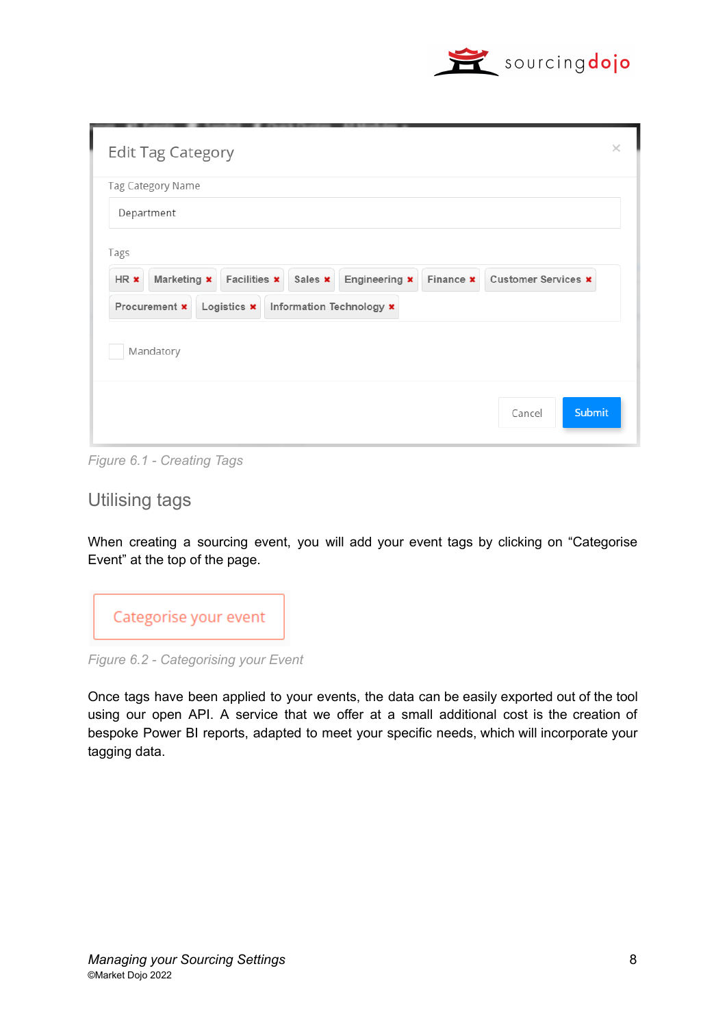Figure 6.1 - Creating Tags

## Utilising tags

When creating a sourcing event, you will add your event tags by clicking on "Categorise Event" at the top of the page.

Figure 6.2 - Categorising your Event

Once tags have been applied to your events, the data can be easily exported out of the tool using our open API. A service that we offer at a small additional cost is the creation of bespoke Power BI reports, adapted to meet your specific needs, which will incorporate your tagging data.